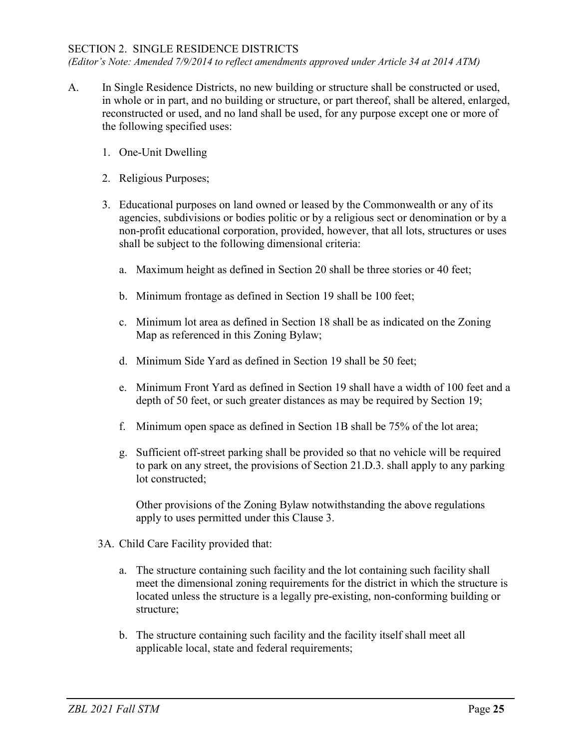## SECTION 2. SINGLE RESIDENCE DISTRICTS

*(Editor's Note: Amended 7/9/2014 to reflect amendments approved under Article 34 at 2014 ATM)*

A. In Single Residence Districts, no new building or structure shall be constructed or used, in whole or in part, and no building or structure, or part thereof, shall be altered, enlarged, reconstructed or used, and no land shall be used, for any purpose except one or more of the following specified uses:

1. One-Unit Dwelling

2. Religious Purposes;

3. Educational purposes on land owned or leased by the Commonwealth or any of its agencies, subdivisions or bodies politic or by a religious sect or denomination or by a non-profit educational corporation, provided, however, that all lots, structures or uses shall be subject to the following dimensional criteria:

   a. Maximum height as defined in Section 20 shall be three stories or 40 feet;

   b. Minimum frontage as defined in Section 19 shall be 100 feet;

   c. Minimum lot area as defined in Section 18 shall be as indicated on the Zoning Map as referenced in this Zoning Bylaw;

   d. Minimum Side Yard as defined in Section 19 shall be 50 feet;

   e. Minimum Front Yard as defined in Section 19 shall have a width of 100 feet and a depth of 50 feet, or such greater distances as may be required by Section 19;

   f. Minimum open space as defined in Section 1B shall be 75% of the lot area;

   g. Sufficient off-street parking shall be provided so that no vehicle will be required to park on any street, the provisions of Section 21.D.3. shall apply to any parking lot constructed;

   Other provisions of the Zoning Bylaw notwithstanding the above regulations apply to uses permitted under this Clause 3.

3A. Child Care Facility provided that:

   a. The structure containing such facility and the lot containing such facility shall meet the dimensional zoning requirements for the district in which the structure is located unless the structure is a legally pre-existing, non-conforming building or structure;

   b. The structure containing such facility and the facility itself shall meet all applicable local, state and federal requirements;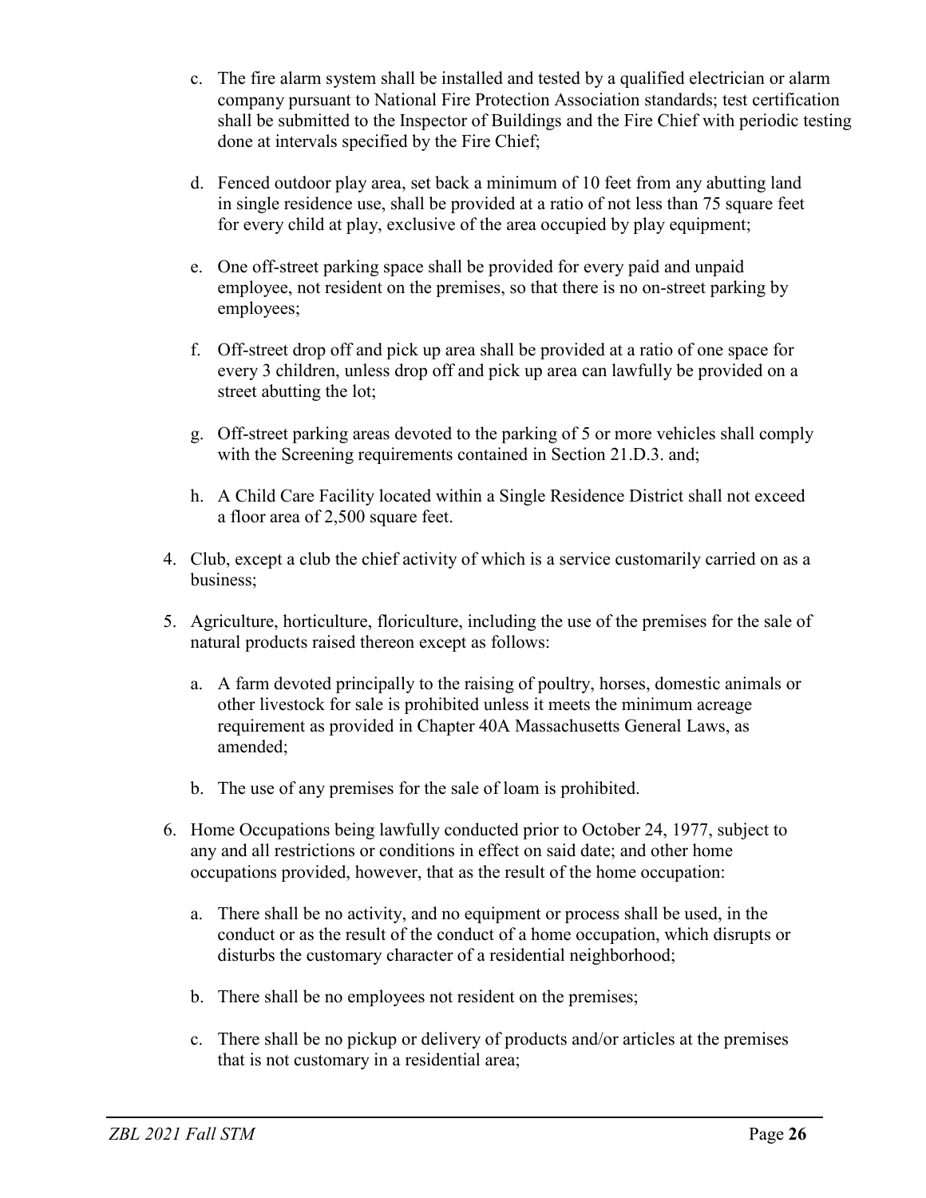c. The fire alarm system shall be installed and tested by a qualified electrician or alarm company pursuant to National Fire Protection Association standards; test certification shall be submitted to the Inspector of Buildings and the Fire Chief with periodic testing done at intervals specified by the Fire Chief;

d. Fenced outdoor play area, set back a minimum of 10 feet from any abutting land in single residence use, shall be provided at a ratio of not less than 75 square feet for every child at play, exclusive of the area occupied by play equipment;

e. One off-street parking space shall be provided for every paid and unpaid employee, not resident on the premises, so that there is no on-street parking by employees;

f. Off-street drop off and pick up area shall be provided at a ratio of one space for every 3 children, unless drop off and pick up area can lawfully be provided on a street abutting the lot;

g. Off-street parking areas devoted to the parking of 5 or more vehicles shall comply with the Screening requirements contained in Section 21.D.3. and;

h. A Child Care Facility located within a Single Residence District shall not exceed a floor area of 2,500 square feet.

4. Club, except a club the chief activity of which is a service customarily carried on as a business;

5. Agriculture, horticulture, floriculture, including the use of the premises for the sale of natural products raised thereon except as follows:

   a. A farm devoted principally to the raising of poultry, horses, domestic animals or other livestock for sale is prohibited unless it meets the minimum acreage requirement as provided in Chapter 40A Massachusetts General Laws, as amended;

   b. The use of any premises for the sale of loam is prohibited.

6. Home Occupations being lawfully conducted prior to October 24, 1977, subject to any and all restrictions or conditions in effect on said date; and other home occupations provided, however, that as the result of the home occupation:

   a. There shall be no activity, and no equipment or process shall be used, in the conduct or as the result of the conduct of a home occupation, which disrupts or disturbs the customary character of a residential neighborhood;

   b. There shall be no employees not resident on the premises;

   c. There shall be no pickup or delivery of products and/or articles at the premises that is not customary in a residential area;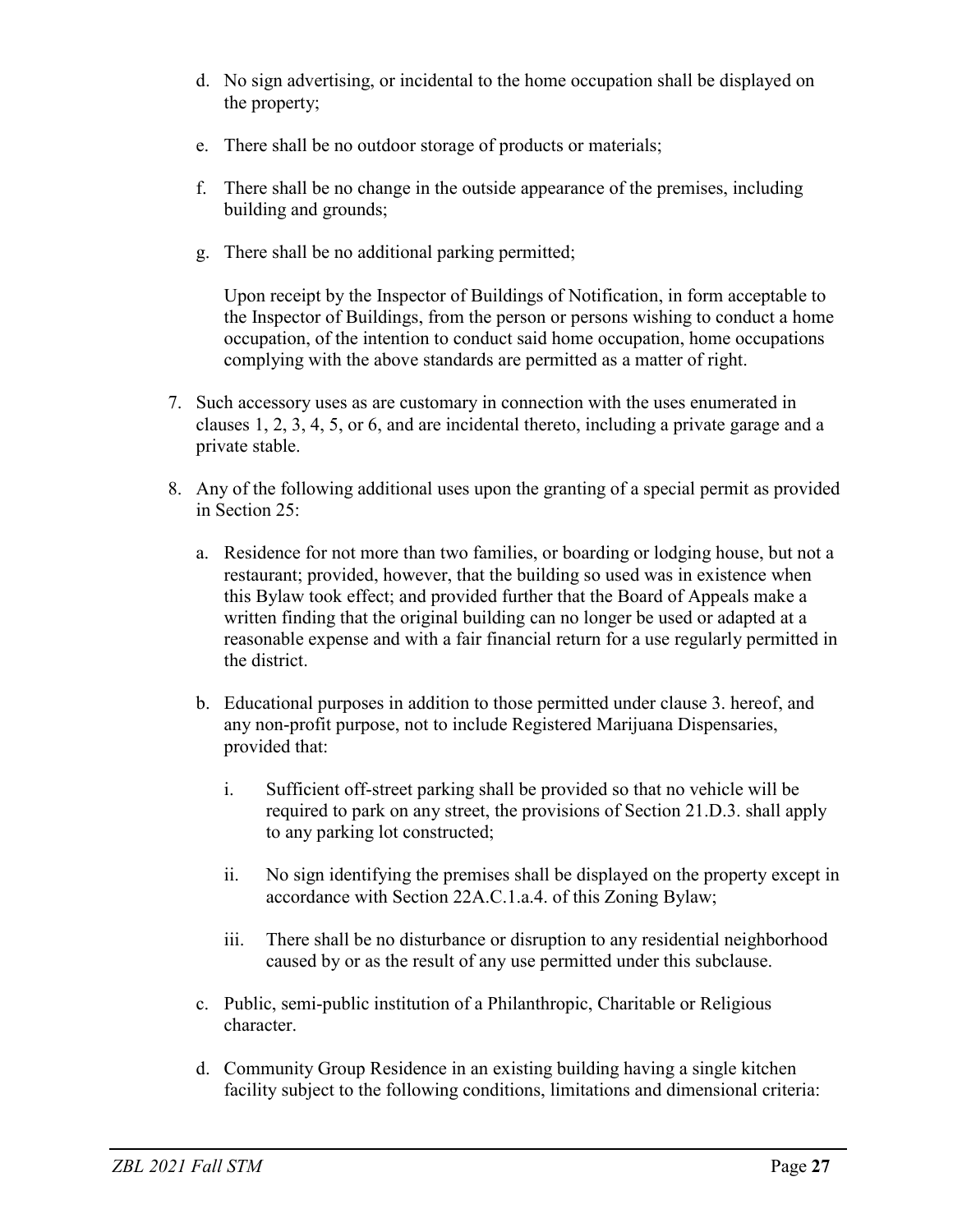d. No sign advertising, or incidental to the home occupation shall be displayed on the property;

e. There shall be no outdoor storage of products or materials;

f. There shall be no change in the outside appearance of the premises, including building and grounds;

g. There shall be no additional parking permitted;

Upon receipt by the Inspector of Buildings of Notification, in form acceptable to the Inspector of Buildings, from the person or persons wishing to conduct a home occupation, of the intention to conduct said home occupation, home occupations complying with the above standards are permitted as a matter of right.

7. Such accessory uses as are customary in connection with the uses enumerated in clauses 1, 2, 3, 4, 5, or 6, and are incidental thereto, including a private garage and a private stable.

8. Any of the following additional uses upon the granting of a special permit as provided in Section 25:

   a. Residence for not more than two families, or boarding or lodging house, but not a restaurant; provided, however, that the building so used was in existence when this Bylaw took effect; and provided further that the Board of Appeals make a written finding that the original building can no longer be used or adapted at a reasonable expense and with a fair financial return for a use regularly permitted in the district.

   b. Educational purposes in addition to those permitted under clause 3. hereof, and any non-profit purpose, not to include Registered Marijuana Dispensaries, provided that:

      i. Sufficient off-street parking shall be provided so that no vehicle will be required to park on any street, the provisions of Section 21.D.3. shall apply to any parking lot constructed;

      ii. No sign identifying the premises shall be displayed on the property except in accordance with Section 22A.C.1.a.4. of this Zoning Bylaw;

      iii. There shall be no disturbance or disruption to any residential neighborhood caused by or as the result of any use permitted under this subclause.

   c. Public, semi-public institution of a Philanthropic, Charitable or Religious character.

   d. Community Group Residence in an existing building having a single kitchen facility subject to the following conditions, limitations and dimensional criteria: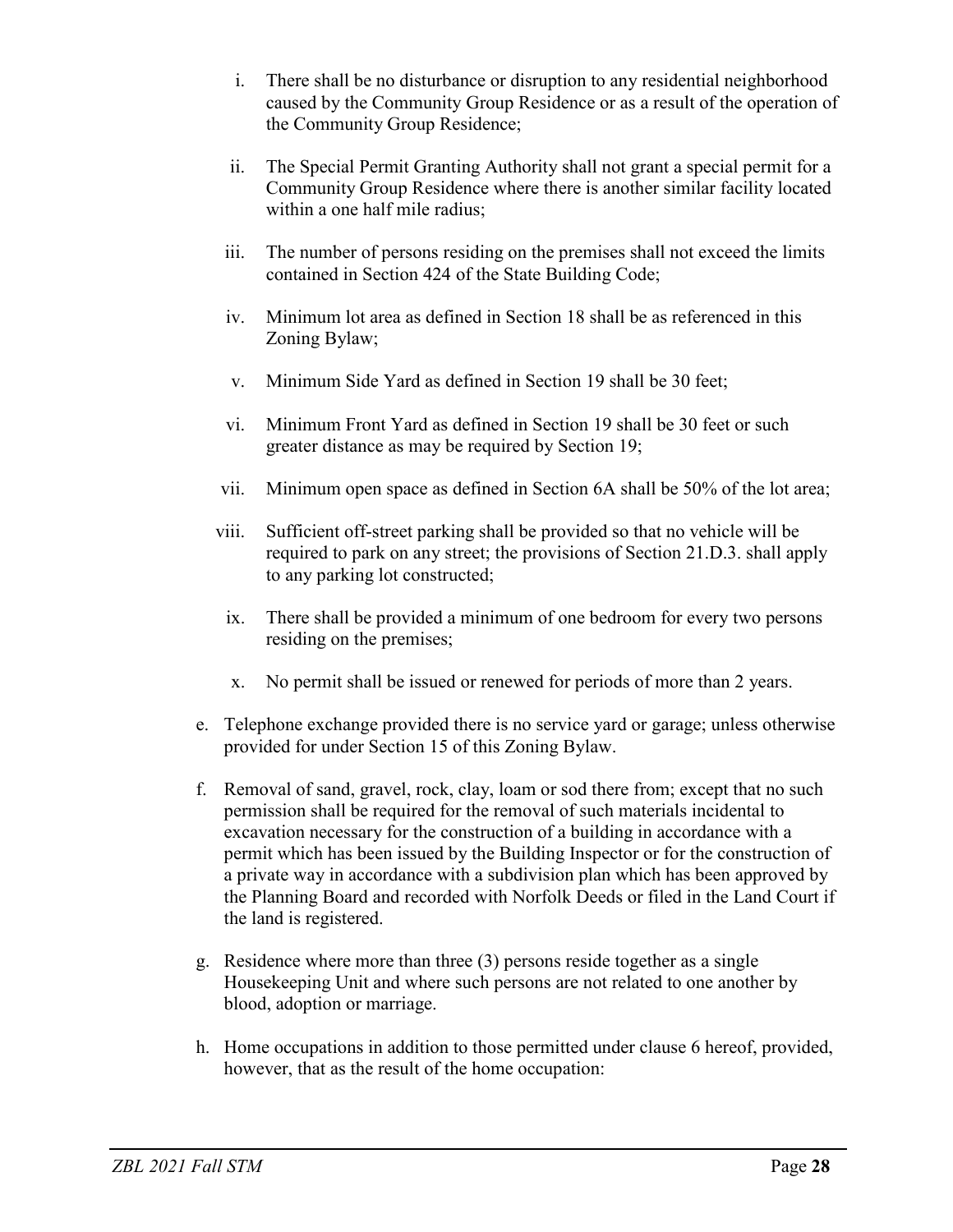i. There shall be no disturbance or disruption to any residential neighborhood caused by the Community Group Residence or as a result of the operation of the Community Group Residence;

ii. The Special Permit Granting Authority shall not grant a special permit for a Community Group Residence where there is another similar facility located within a one half mile radius;

iii. The number of persons residing on the premises shall not exceed the limits contained in Section 424 of the State Building Code;

iv. Minimum lot area as defined in Section 18 shall be as referenced in this Zoning Bylaw;

v. Minimum Side Yard as defined in Section 19 shall be 30 feet;

vi. Minimum Front Yard as defined in Section 19 shall be 30 feet or such greater distance as may be required by Section 19;

vii. Minimum open space as defined in Section 6A shall be 50% of the lot area;

viii. Sufficient off-street parking shall be provided so that no vehicle will be required to park on any street; the provisions of Section 21.D.3. shall apply to any parking lot constructed;

ix. There shall be provided a minimum of one bedroom for every two persons residing on the premises;

x. No permit shall be issued or renewed for periods of more than 2 years.

e. Telephone exchange provided there is no service yard or garage; unless otherwise provided for under Section 15 of this Zoning Bylaw.

f. Removal of sand, gravel, rock, clay, loam or sod there from; except that no such permission shall be required for the removal of such materials incidental to excavation necessary for the construction of a building in accordance with a permit which has been issued by the Building Inspector or for the construction of a private way in accordance with a subdivision plan which has been approved by the Planning Board and recorded with Norfolk Deeds or filed in the Land Court if the land is registered.

g. Residence where more than three (3) persons reside together as a single Housekeeping Unit and where such persons are not related to one another by blood, adoption or marriage.

h. Home occupations in addition to those permitted under clause 6 hereof, provided, however, that as the result of the home occupation: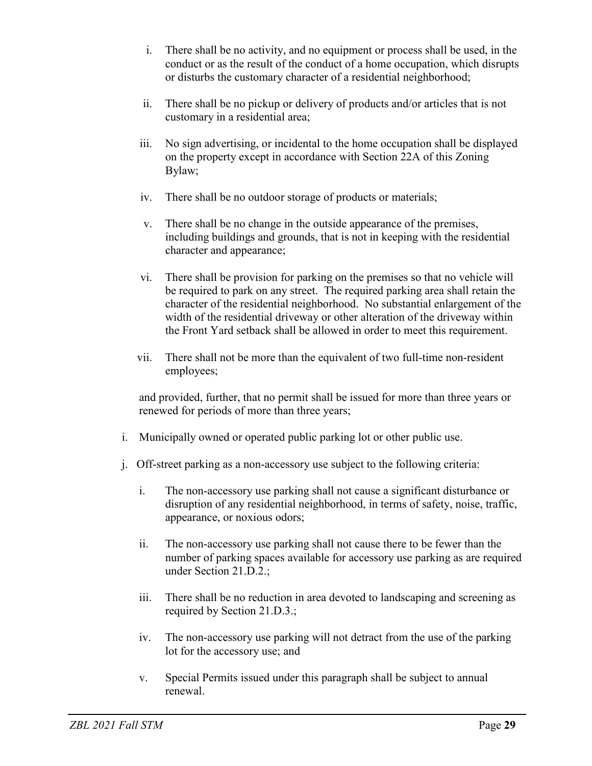i. There shall be no activity, and no equipment or process shall be used, in the conduct or as the result of the conduct of a home occupation, which disrupts or disturbs the customary character of a residential neighborhood;

   ii. There shall be no pickup or delivery of products and/or articles that is not customary in a residential area;

   iii. No sign advertising, or incidental to the home occupation shall be displayed on the property except in accordance with Section 22A of this Zoning Bylaw;

   iv. There shall be no outdoor storage of products or materials;

   v. There shall be no change in the outside appearance of the premises, including buildings and grounds, that is not in keeping with the residential character and appearance;

   vi. There shall be provision for parking on the premises so that no vehicle will be required to park on any street. The required parking area shall retain the character of the residential neighborhood. No substantial enlargement of the width of the residential driveway or other alteration of the driveway within the Front Yard setback shall be allowed in order to meet this requirement.

   vii. There shall not be more than the equivalent of two full-time non-resident employees;

   and provided, further, that no permit shall be issued for more than three years or renewed for periods of more than three years;

i. Municipally owned or operated public parking lot or other public use.

j. Off-street parking as a non-accessory use subject to the following criteria:

   i. The non-accessory use parking shall not cause a significant disturbance or disruption of any residential neighborhood, in terms of safety, noise, traffic, appearance, or noxious odors;

   ii. The non-accessory use parking shall not cause there to be fewer than the number of parking spaces available for accessory use parking as are required under Section 21.D.2.;

   iii. There shall be no reduction in area devoted to landscaping and screening as required by Section 21.D.3.;

   iv. The non-accessory use parking will not detract from the use of the parking lot for the accessory use; and

   v. Special Permits issued under this paragraph shall be subject to annual renewal.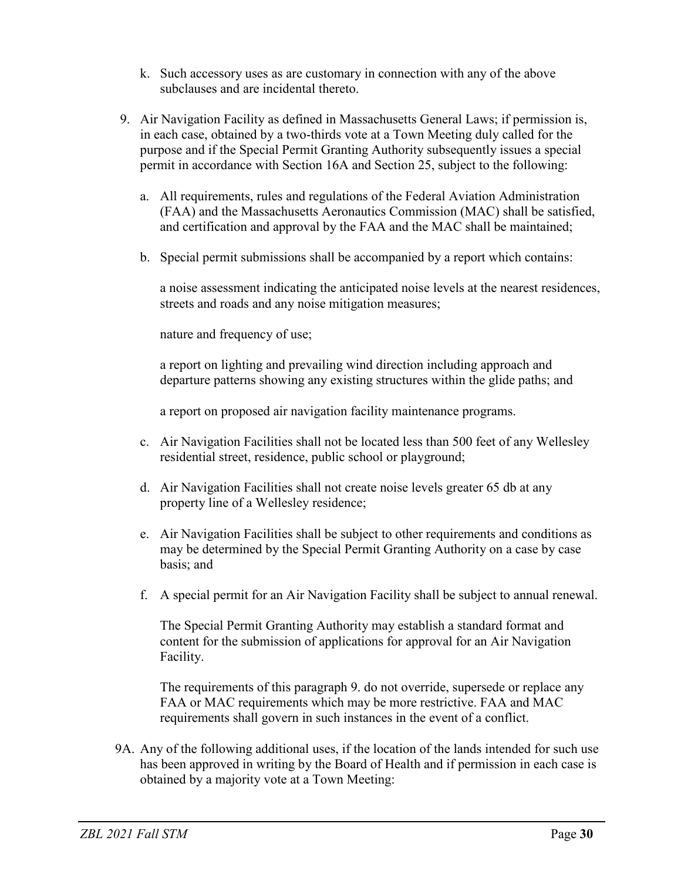k. Such accessory uses as are customary in connection with any of the above subclauses and are incidental thereto.

9. Air Navigation Facility as defined in Massachusetts General Laws; if permission is, in each case, obtained by a two-thirds vote at a Town Meeting duly called for the purpose and if the Special Permit Granting Authority subsequently issues a special permit in accordance with Section 16A and Section 25, subject to the following:

   a. All requirements, rules and regulations of the Federal Aviation Administration (FAA) and the Massachusetts Aeronautics Commission (MAC) shall be satisfied, and certification and approval by the FAA and the MAC shall be maintained;

   b. Special permit submissions shall be accompanied by a report which contains:

      a noise assessment indicating the anticipated noise levels at the nearest residences, streets and roads and any noise mitigation measures;

      nature and frequency of use;

      a report on lighting and prevailing wind direction including approach and departure patterns showing any existing structures within the glide paths; and

      a report on proposed air navigation facility maintenance programs.

   c. Air Navigation Facilities shall not be located less than 500 feet of any Wellesley residential street, residence, public school or playground;

   d. Air Navigation Facilities shall not create noise levels greater 65 db at any property line of a Wellesley residence;

   e. Air Navigation Facilities shall be subject to other requirements and conditions as may be determined by the Special Permit Granting Authority on a case by case basis; and

   f. A special permit for an Air Navigation Facility shall be subject to annual renewal.

      The Special Permit Granting Authority may establish a standard format and content for the submission of applications for approval for an Air Navigation Facility.

      The requirements of this paragraph 9. do not override, supersede or replace any FAA or MAC requirements which may be more restrictive. FAA and MAC requirements shall govern in such instances in the event of a conflict.

9A. Any of the following additional uses, if the location of the lands intended for such use has been approved in writing by the Board of Health and if permission in each case is obtained by a majority vote at a Town Meeting: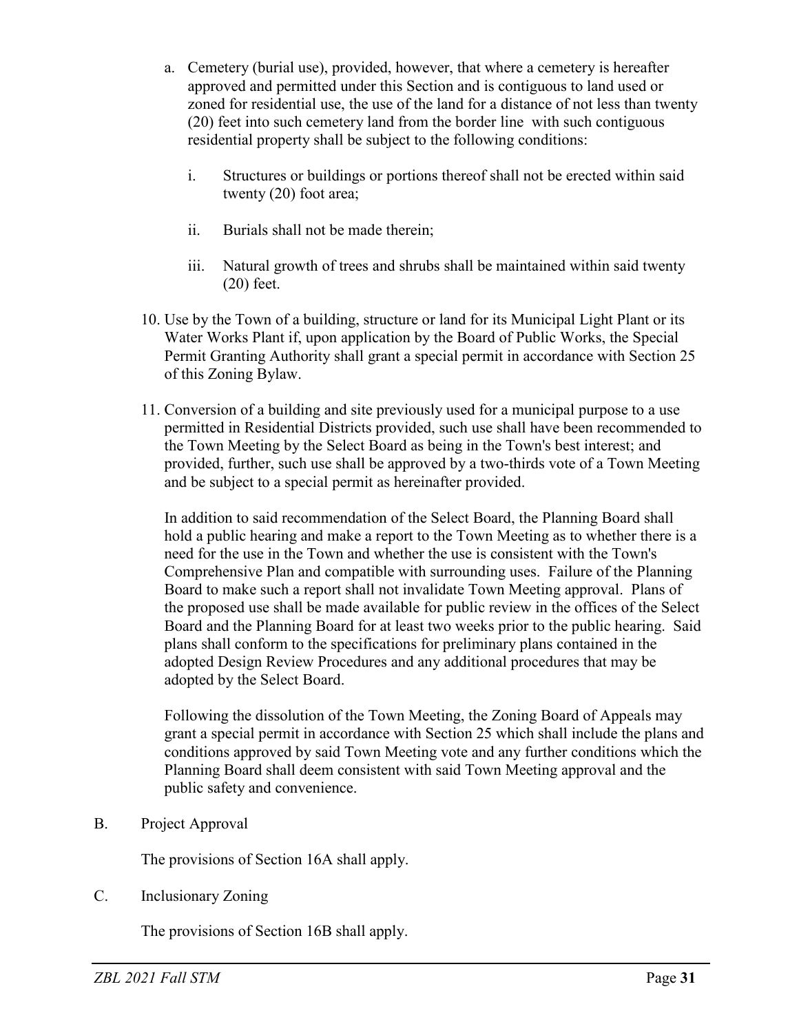a. Cemetery (burial use), provided, however, that where a cemetery is hereafter approved and permitted under this Section and is contiguous to land used or zoned for residential use, the use of the land for a distance of not less than twenty (20) feet into such cemetery land from the border line with such contiguous residential property shall be subject to the following conditions:

   i. Structures or buildings or portions thereof shall not be erected within said twenty (20) foot area;

   ii. Burials shall not be made therein;

   iii. Natural growth of trees and shrubs shall be maintained within said twenty (20) feet.

10. Use by the Town of a building, structure or land for its Municipal Light Plant or its Water Works Plant if, upon application by the Board of Public Works, the Special Permit Granting Authority shall grant a special permit in accordance with Section 25 of this Zoning Bylaw.

11. Conversion of a building and site previously used for a municipal purpose to a use permitted in Residential Districts provided, such use shall have been recommended to the Town Meeting by the Select Board as being in the Town's best interest; and provided, further, such use shall be approved by a two-thirds vote of a Town Meeting and be subject to a special permit as hereinafter provided.

    In addition to said recommendation of the Select Board, the Planning Board shall hold a public hearing and make a report to the Town Meeting as to whether there is a need for the use in the Town and whether the use is consistent with the Town's Comprehensive Plan and compatible with surrounding uses. Failure of the Planning Board to make such a report shall not invalidate Town Meeting approval. Plans of the proposed use shall be made available for public review in the offices of the Select Board and the Planning Board for at least two weeks prior to the public hearing. Said plans shall conform to the specifications for preliminary plans contained in the adopted Design Review Procedures and any additional procedures that may be adopted by the Select Board.

    Following the dissolution of the Town Meeting, the Zoning Board of Appeals may grant a special permit in accordance with Section 25 which shall include the plans and conditions approved by said Town Meeting vote and any further conditions which the Planning Board shall deem consistent with said Town Meeting approval and the public safety and convenience.

B. Project Approval

The provisions of Section 16A shall apply.

C. Inclusionary Zoning

The provisions of Section 16B shall apply.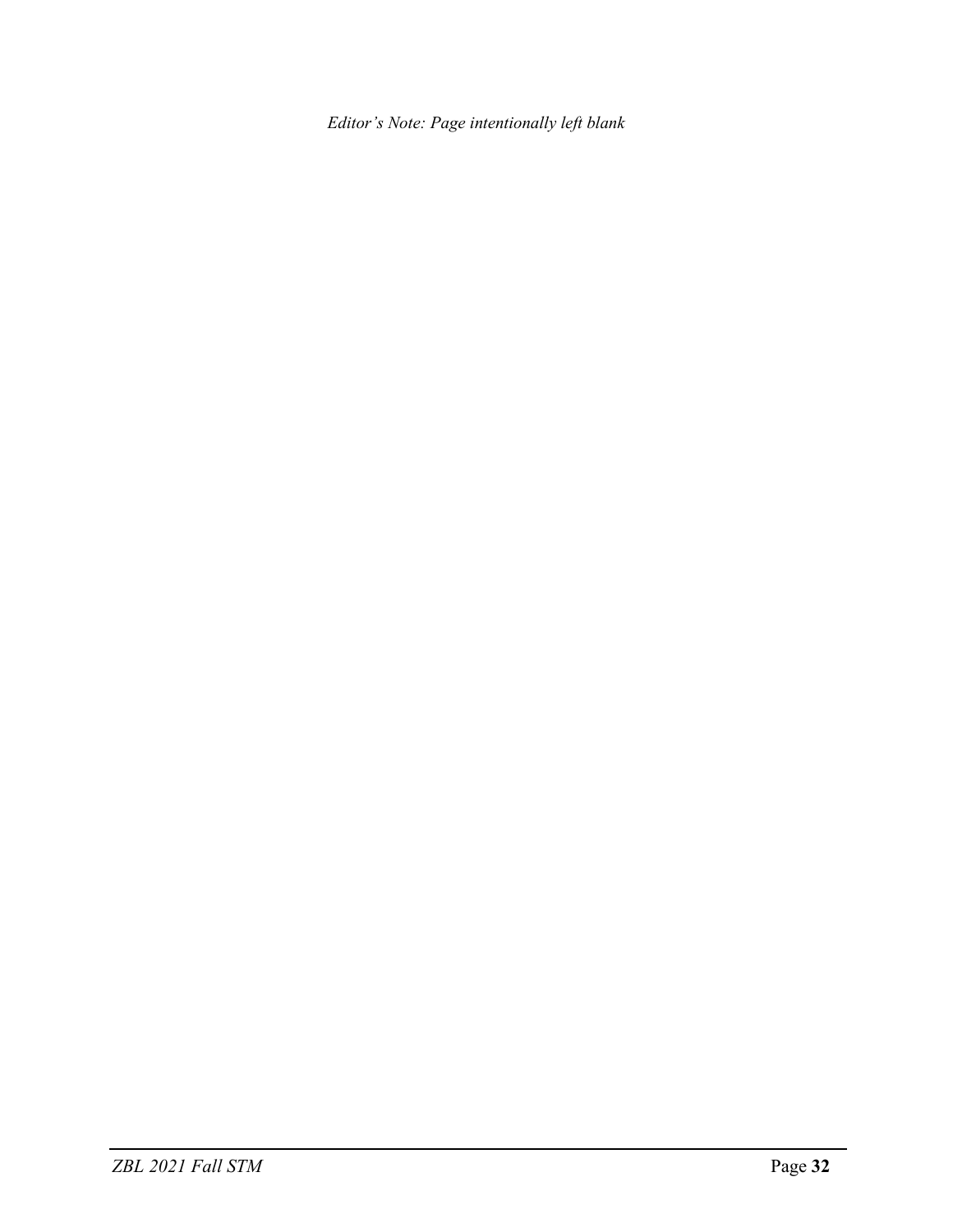*Editor's Note: Page intentionally left blank*